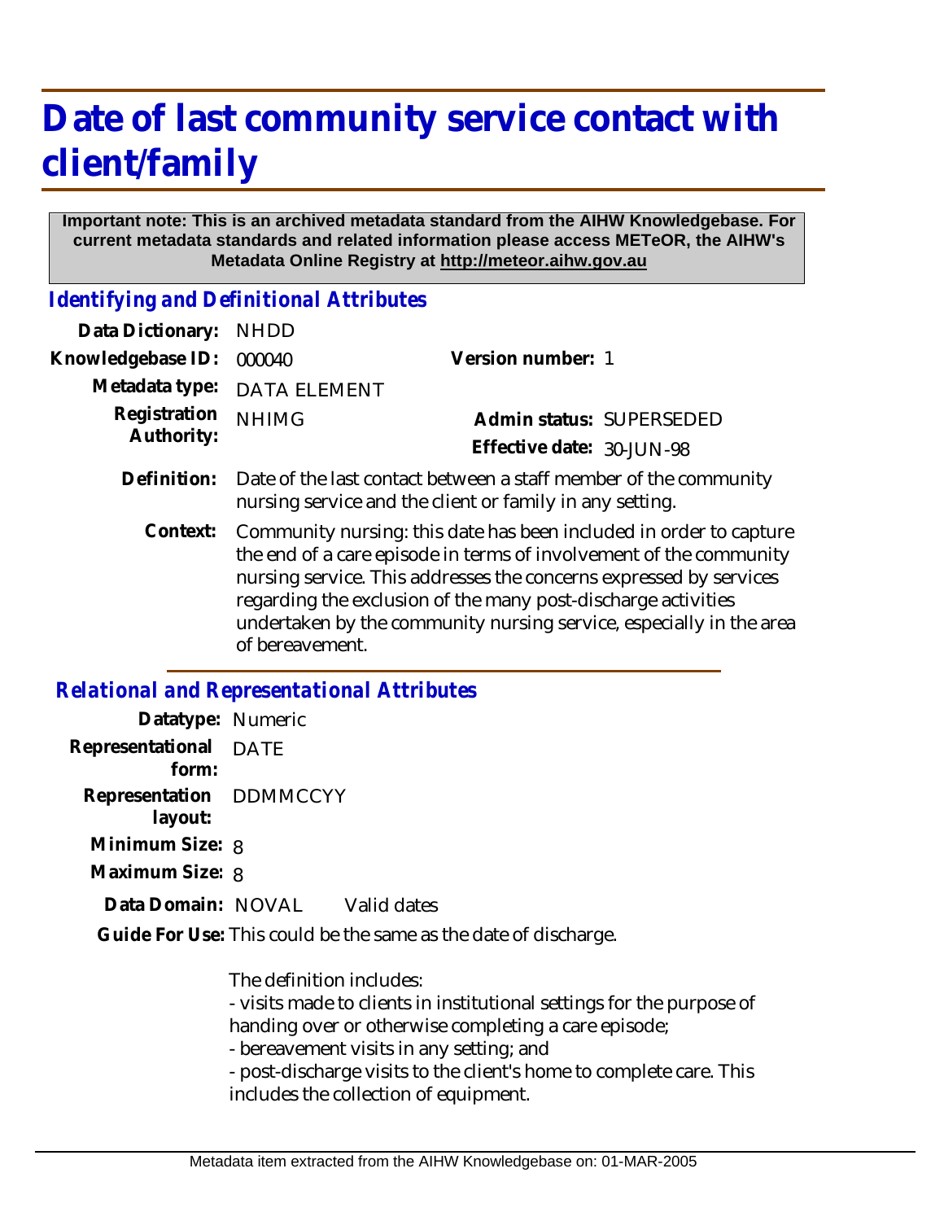# Date of last community service contact with client/family

**Important note: This is an archived metadata standard from the AIHW Knowledgebase. For current metadata standards and related information please access METeOR, the AIHW's Metadata Online Registry at http://meteor.aihw.gov.au**

## *Identifying and Definitional Attributes*

| | | | |
|---|---|---|---|
| **Data Dictionary:** | NHDD | | |
| **Knowledgebase ID:** | 000040 | **Version number:** | 1 |
| **Metadata type:** | DATA ELEMENT | | |
| **Registration Authority:** | NHIMG | **Admin status:** | SUPERSEDED |
| | | **Effective date:** | 30-JUN-98 |

**Definition:** Date of the last contact between a staff member of the community nursing service and the client or family in any setting.

**Context:** Community nursing: this date has been included in order to capture the end of a care episode in terms of involvement of the community nursing service. This addresses the concerns expressed by services regarding the exclusion of the many post-discharge activities undertaken by the community nursing service, especially in the area of bereavement.

## *Relational and Representational Attributes*

**Datatype:** Numeric

**Representational form:** DATE

**Representation layout:** DDMMCCYY

**Minimum Size:** 8

**Maximum Size:** 8

**Data Domain:** NOVAL Valid dates

**Guide For Use:** This could be the same as the date of discharge.

The definition includes:
- visits made to clients in institutional settings for the purpose of handing over or otherwise completing a care episode;
- bereavement visits in any setting; and
- post-discharge visits to the client's home to complete care. This includes the collection of equipment.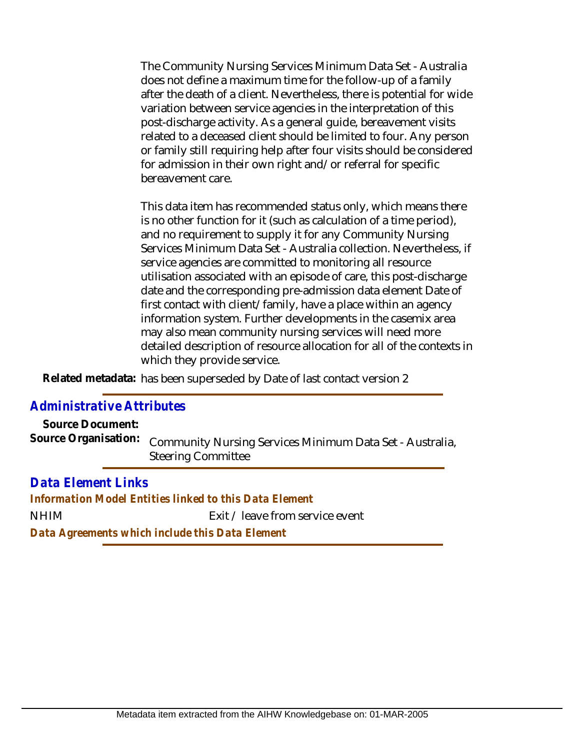The Community Nursing Services Minimum Data Set - Australia does not define a maximum time for the follow-up of a family after the death of a client. Nevertheless, there is potential for wide variation between service agencies in the interpretation of this post-discharge activity. As a general guide, bereavement visits related to a deceased client should be limited to four. Any person or family still requiring help after four visits should be considered for admission in their own right and/or referral for specific bereavement care.

This data item has recommended status only, which means there is no other function for it (such as calculation of a time period), and no requirement to supply it for any Community Nursing Services Minimum Data Set - Australia collection. Nevertheless, if service agencies are committed to monitoring all resource utilisation associated with an episode of care, this post-discharge date and the corresponding pre-admission data element Date of first contact with client/family, have a place within an agency information system. Further developments in the casemix area may also mean community nursing services will need more detailed description of resource allocation for all of the contexts in which they provide service.

**Related metadata:** has been superseded by Date of last contact version 2

## Administrative Attributes

**Source Document:**

**Source Organisation:** Community Nursing Services Minimum Data Set - Australia, Steering Committee

## Data Element Links

### Information Model Entities linked to this Data Element

NHIM Exit / leave from service event

### Data Agreements which include this Data Element